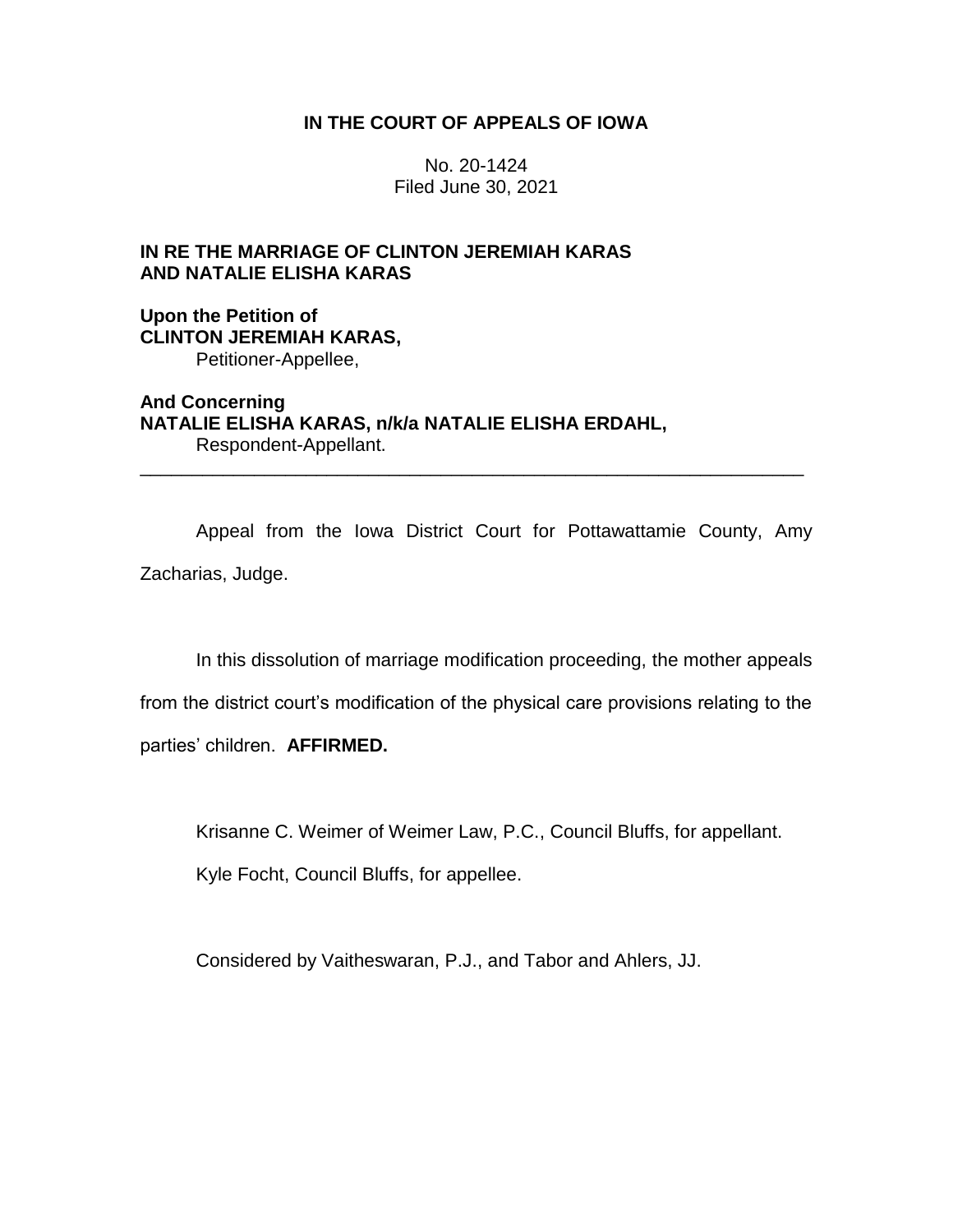**IN THE COURT OF APPEALS OF IOWA**

No. 20-1424
Filed June 30, 2021

**IN RE THE MARRIAGE OF CLINTON JEREMIAH KARAS AND NATALIE ELISHA KARAS**

**Upon the Petition of**
**CLINTON JEREMIAH KARAS,**
Petitioner-Appellee,

**And Concerning**
**NATALIE ELISHA KARAS, n/k/a NATALIE ELISHA ERDAHL,**
Respondent-Appellant.

---

Appeal from the Iowa District Court for Pottawattamie County, Amy Zacharias, Judge.

In this dissolution of marriage modification proceeding, the mother appeals from the district court's modification of the physical care provisions relating to the parties' children. **AFFIRMED.**

Krisanne C. Weimer of Weimer Law, P.C., Council Bluffs, for appellant.

Kyle Focht, Council Bluffs, for appellee.

Considered by Vaitheswaran, P.J., and Tabor and Ahlers, JJ.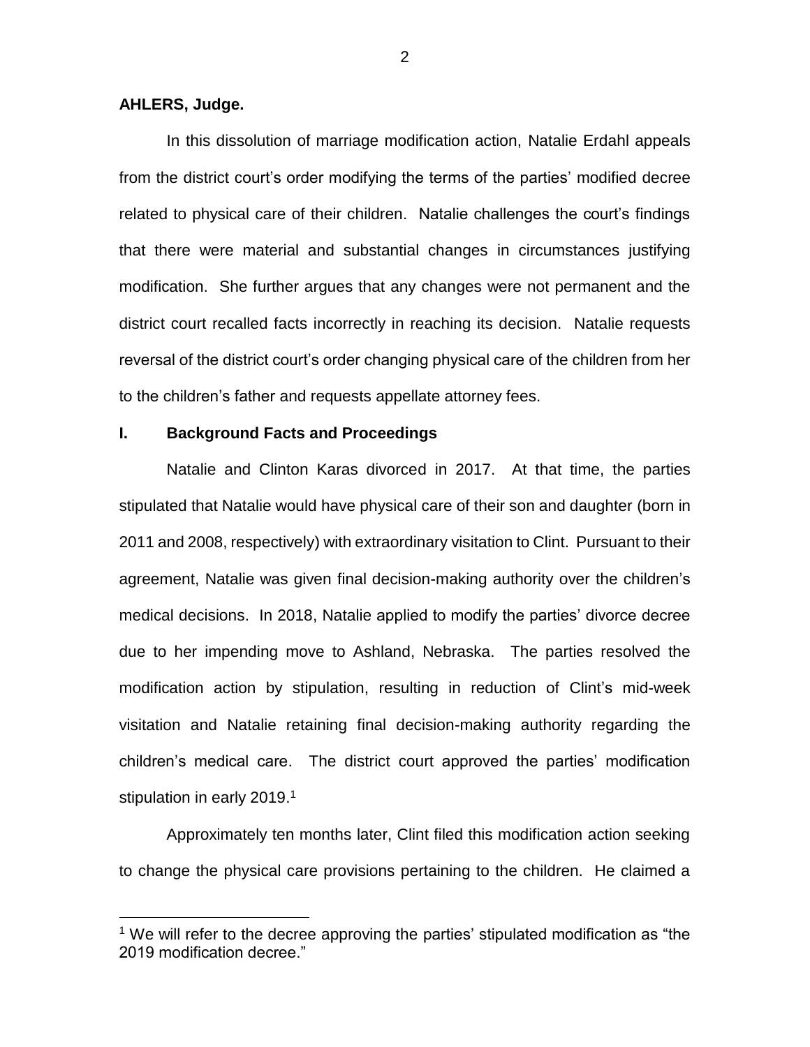**AHLERS, Judge.**

In this dissolution of marriage modification action, Natalie Erdahl appeals from the district court's order modifying the terms of the parties' modified decree related to physical care of their children. Natalie challenges the court's findings that there were material and substantial changes in circumstances justifying modification. She further argues that any changes were not permanent and the district court recalled facts incorrectly in reaching its decision. Natalie requests reversal of the district court's order changing physical care of the children from her to the children's father and requests appellate attorney fees.

## I. Background Facts and Proceedings

Natalie and Clinton Karas divorced in 2017. At that time, the parties stipulated that Natalie would have physical care of their son and daughter (born in 2011 and 2008, respectively) with extraordinary visitation to Clint. Pursuant to their agreement, Natalie was given final decision-making authority over the children's medical decisions. In 2018, Natalie applied to modify the parties' divorce decree due to her impending move to Ashland, Nebraska. The parties resolved the modification action by stipulation, resulting in reduction of Clint's mid-week visitation and Natalie retaining final decision-making authority regarding the children's medical care. The district court approved the parties' modification stipulation in early 2019.[1]

Approximately ten months later, Clint filed this modification action seeking to change the physical care provisions pertaining to the children. He claimed a

[1] We will refer to the decree approving the parties' stipulated modification as "the 2019 modification decree."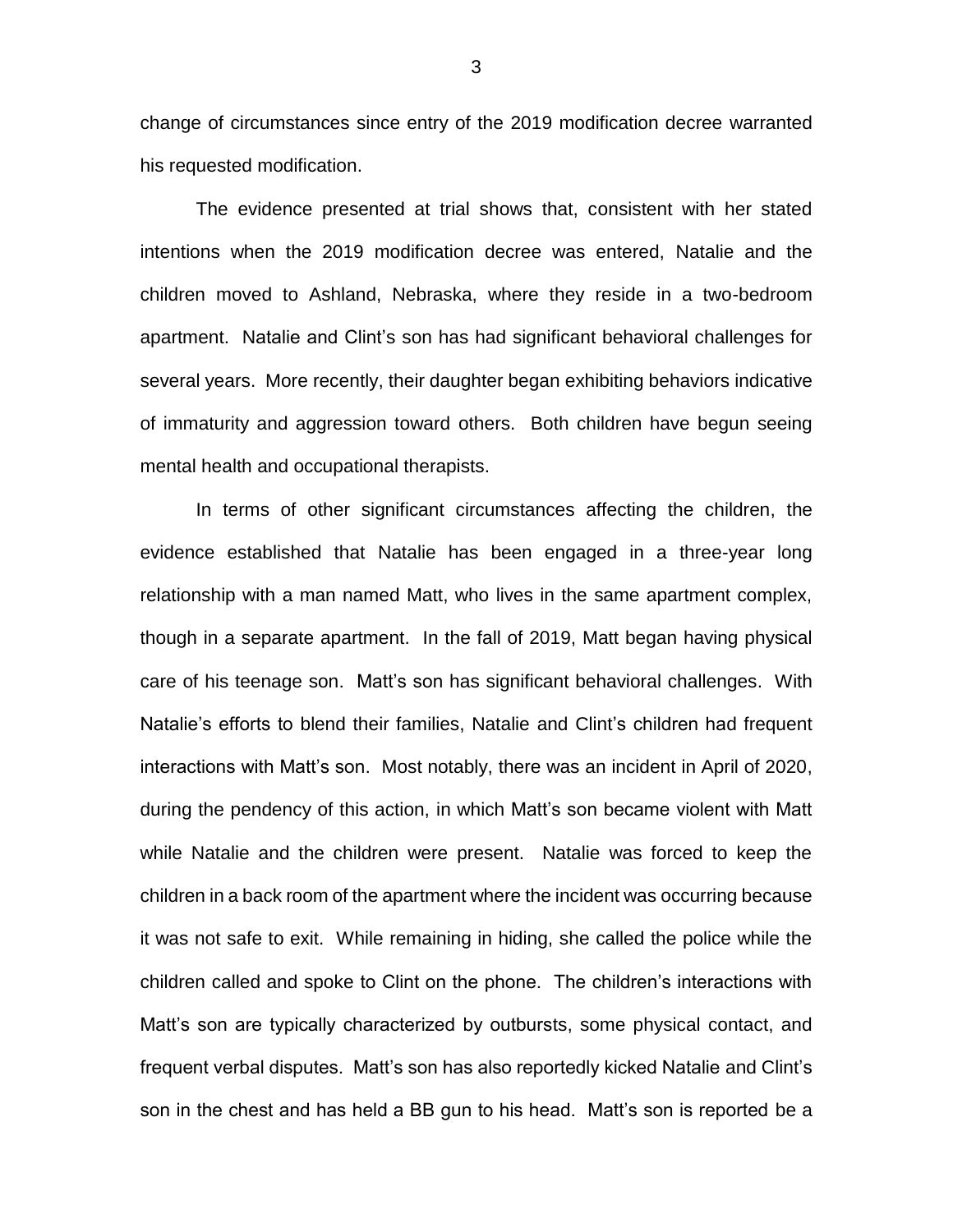change of circumstances since entry of the 2019 modification decree warranted his requested modification.

The evidence presented at trial shows that, consistent with her stated intentions when the 2019 modification decree was entered, Natalie and the children moved to Ashland, Nebraska, where they reside in a two-bedroom apartment. Natalie and Clint's son has had significant behavioral challenges for several years. More recently, their daughter began exhibiting behaviors indicative of immaturity and aggression toward others. Both children have begun seeing mental health and occupational therapists.

In terms of other significant circumstances affecting the children, the evidence established that Natalie has been engaged in a three-year long relationship with a man named Matt, who lives in the same apartment complex, though in a separate apartment. In the fall of 2019, Matt began having physical care of his teenage son. Matt's son has significant behavioral challenges. With Natalie's efforts to blend their families, Natalie and Clint's children had frequent interactions with Matt's son. Most notably, there was an incident in April of 2020, during the pendency of this action, in which Matt's son became violent with Matt while Natalie and the children were present. Natalie was forced to keep the children in a back room of the apartment where the incident was occurring because it was not safe to exit. While remaining in hiding, she called the police while the children called and spoke to Clint on the phone. The children's interactions with Matt's son are typically characterized by outbursts, some physical contact, and frequent verbal disputes. Matt's son has also reportedly kicked Natalie and Clint's son in the chest and has held a BB gun to his head. Matt's son is reported be a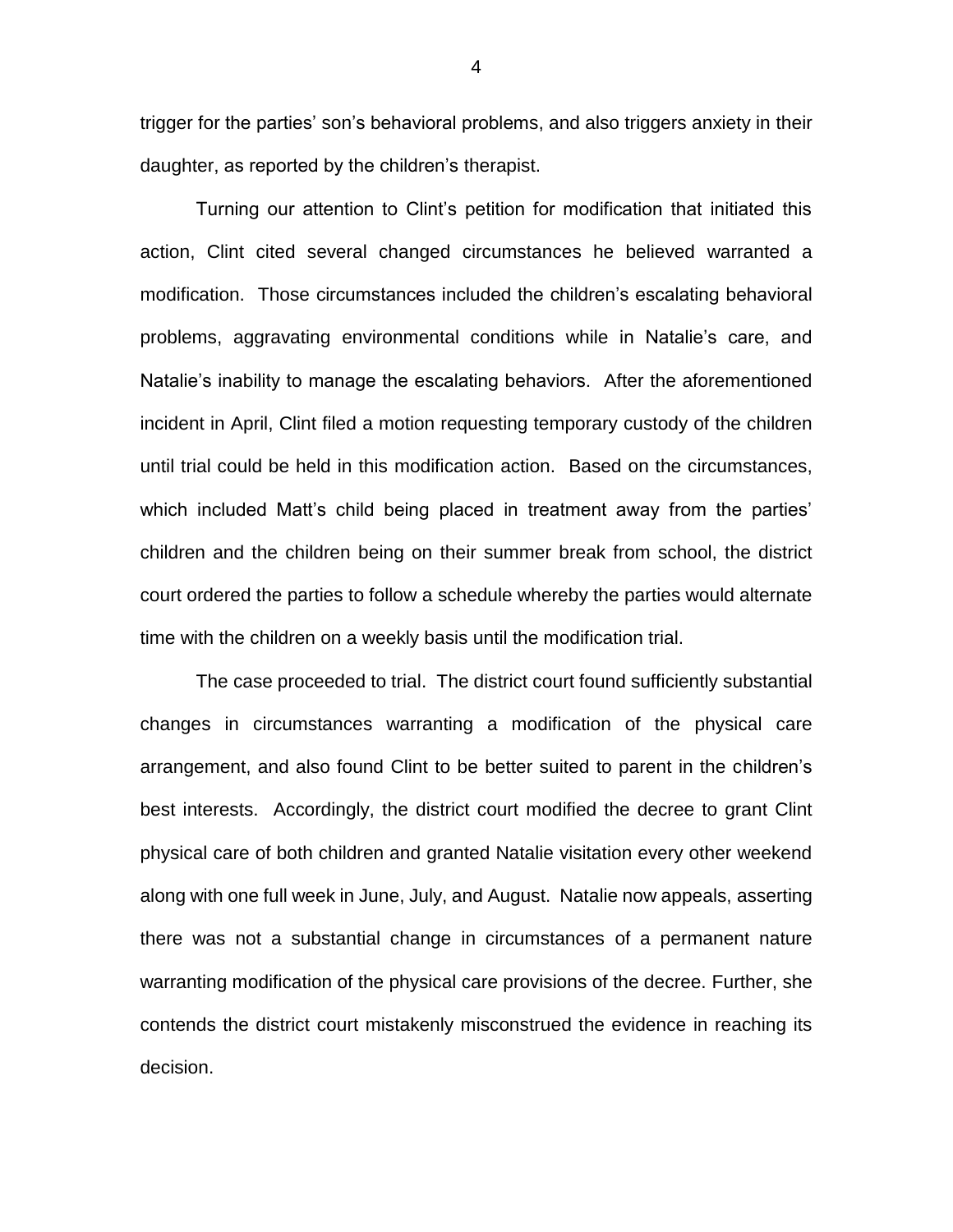trigger for the parties' son's behavioral problems, and also triggers anxiety in their daughter, as reported by the children's therapist.

Turning our attention to Clint's petition for modification that initiated this action, Clint cited several changed circumstances he believed warranted a modification. Those circumstances included the children's escalating behavioral problems, aggravating environmental conditions while in Natalie's care, and Natalie's inability to manage the escalating behaviors. After the aforementioned incident in April, Clint filed a motion requesting temporary custody of the children until trial could be held in this modification action. Based on the circumstances, which included Matt's child being placed in treatment away from the parties' children and the children being on their summer break from school, the district court ordered the parties to follow a schedule whereby the parties would alternate time with the children on a weekly basis until the modification trial.

The case proceeded to trial. The district court found sufficiently substantial changes in circumstances warranting a modification of the physical care arrangement, and also found Clint to be better suited to parent in the children's best interests. Accordingly, the district court modified the decree to grant Clint physical care of both children and granted Natalie visitation every other weekend along with one full week in June, July, and August. Natalie now appeals, asserting there was not a substantial change in circumstances of a permanent nature warranting modification of the physical care provisions of the decree. Further, she contends the district court mistakenly misconstrued the evidence in reaching its decision.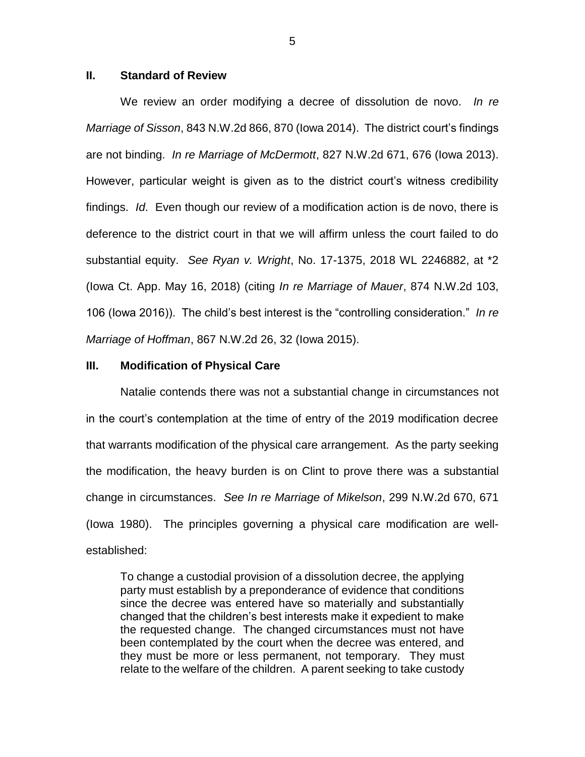## II. Standard of Review

We review an order modifying a decree of dissolution de novo. *In re Marriage of Sisson*, 843 N.W.2d 866, 870 (Iowa 2014). The district court's findings are not binding. *In re Marriage of McDermott*, 827 N.W.2d 671, 676 (Iowa 2013). However, particular weight is given as to the district court's witness credibility findings. *Id*. Even though our review of a modification action is de novo, there is deference to the district court in that we will affirm unless the court failed to do substantial equity. *See Ryan v. Wright*, No. 17-1375, 2018 WL 2246882, at *2 (Iowa Ct. App. May 16, 2018) (citing *In re Marriage of Mauer*, 874 N.W.2d 103, 106 (Iowa 2016)). The child's best interest is the "controlling consideration." *In re Marriage of Hoffman*, 867 N.W.2d 26, 32 (Iowa 2015).

## III. Modification of Physical Care

Natalie contends there was not a substantial change in circumstances not in the court's contemplation at the time of entry of the 2019 modification decree that warrants modification of the physical care arrangement. As the party seeking the modification, the heavy burden is on Clint to prove there was a substantial change in circumstances. *See In re Marriage of Mikelson*, 299 N.W.2d 670, 671 (Iowa 1980). The principles governing a physical care modification are well-established:

> To change a custodial provision of a dissolution decree, the applying party must establish by a preponderance of evidence that conditions since the decree was entered have so materially and substantially changed that the children's best interests make it expedient to make the requested change. The changed circumstances must not have been contemplated by the court when the decree was entered, and they must be more or less permanent, not temporary. They must relate to the welfare of the children. A parent seeking to take custody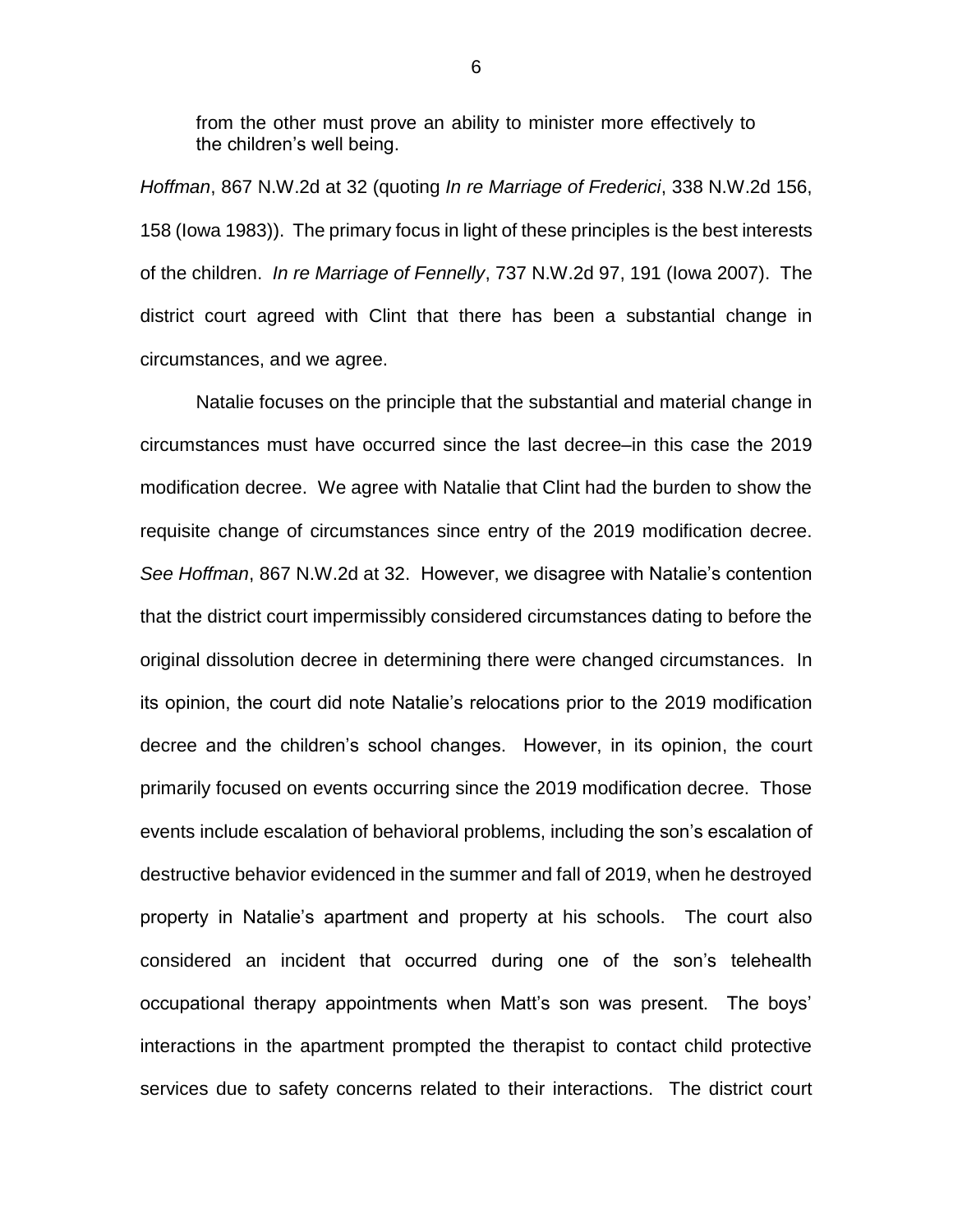from the other must prove an ability to minister more effectively to the children's well being.

*Hoffman*, 867 N.W.2d at 32 (quoting *In re Marriage of Frederici*, 338 N.W.2d 156, 158 (Iowa 1983)). The primary focus in light of these principles is the best interests of the children. *In re Marriage of Fennelly*, 737 N.W.2d 97, 191 (Iowa 2007). The district court agreed with Clint that there has been a substantial change in circumstances, and we agree.

Natalie focuses on the principle that the substantial and material change in circumstances must have occurred since the last decree–in this case the 2019 modification decree. We agree with Natalie that Clint had the burden to show the requisite change of circumstances since entry of the 2019 modification decree. *See Hoffman*, 867 N.W.2d at 32. However, we disagree with Natalie's contention that the district court impermissibly considered circumstances dating to before the original dissolution decree in determining there were changed circumstances. In its opinion, the court did note Natalie's relocations prior to the 2019 modification decree and the children's school changes. However, in its opinion, the court primarily focused on events occurring since the 2019 modification decree. Those events include escalation of behavioral problems, including the son's escalation of destructive behavior evidenced in the summer and fall of 2019, when he destroyed property in Natalie's apartment and property at his schools. The court also considered an incident that occurred during one of the son's telehealth occupational therapy appointments when Matt's son was present. The boys' interactions in the apartment prompted the therapist to contact child protective services due to safety concerns related to their interactions. The district court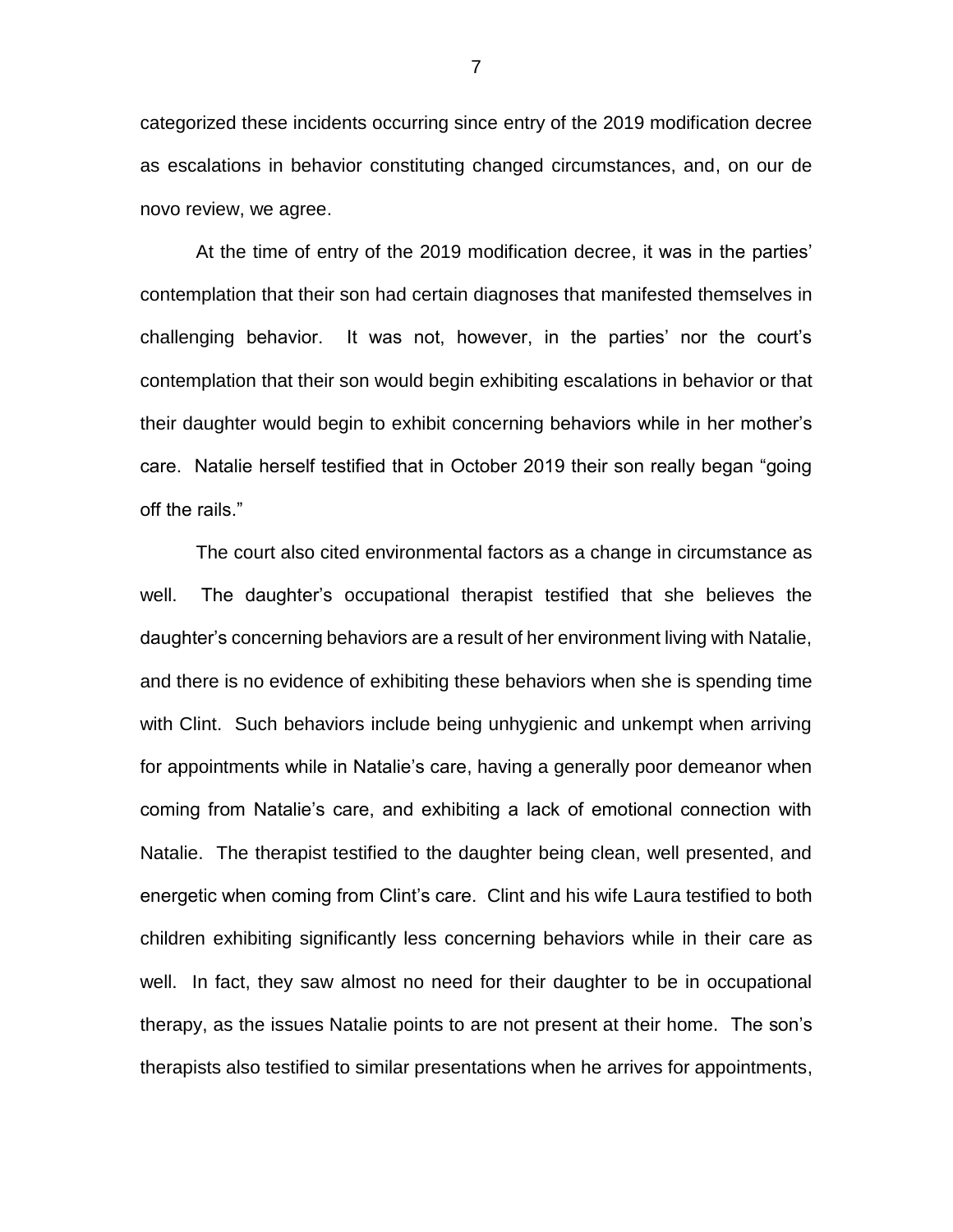categorized these incidents occurring since entry of the 2019 modification decree as escalations in behavior constituting changed circumstances, and, on our de novo review, we agree.

At the time of entry of the 2019 modification decree, it was in the parties' contemplation that their son had certain diagnoses that manifested themselves in challenging behavior. It was not, however, in the parties' nor the court's contemplation that their son would begin exhibiting escalations in behavior or that their daughter would begin to exhibit concerning behaviors while in her mother's care. Natalie herself testified that in October 2019 their son really began "going off the rails."

The court also cited environmental factors as a change in circumstance as well. The daughter's occupational therapist testified that she believes the daughter's concerning behaviors are a result of her environment living with Natalie, and there is no evidence of exhibiting these behaviors when she is spending time with Clint. Such behaviors include being unhygienic and unkempt when arriving for appointments while in Natalie's care, having a generally poor demeanor when coming from Natalie's care, and exhibiting a lack of emotional connection with Natalie. The therapist testified to the daughter being clean, well presented, and energetic when coming from Clint's care. Clint and his wife Laura testified to both children exhibiting significantly less concerning behaviors while in their care as well. In fact, they saw almost no need for their daughter to be in occupational therapy, as the issues Natalie points to are not present at their home. The son's therapists also testified to similar presentations when he arrives for appointments,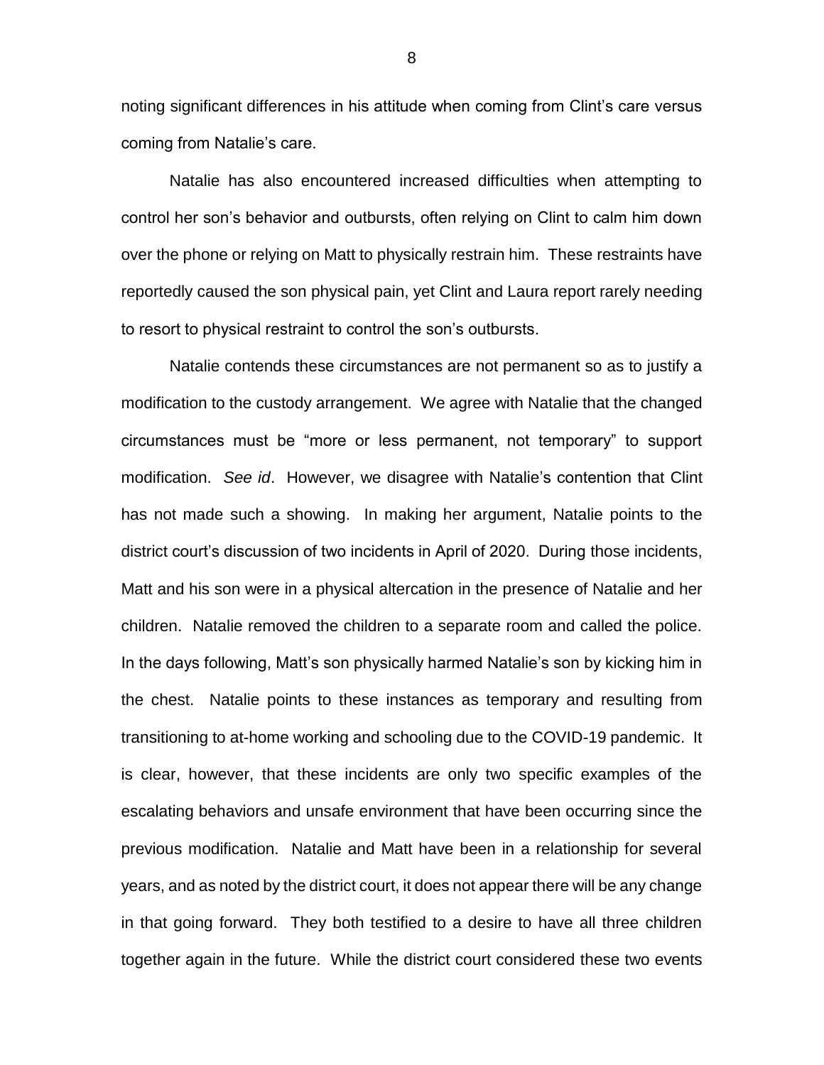noting significant differences in his attitude when coming from Clint's care versus coming from Natalie's care.

Natalie has also encountered increased difficulties when attempting to control her son's behavior and outbursts, often relying on Clint to calm him down over the phone or relying on Matt to physically restrain him. These restraints have reportedly caused the son physical pain, yet Clint and Laura report rarely needing to resort to physical restraint to control the son's outbursts.

Natalie contends these circumstances are not permanent so as to justify a modification to the custody arrangement. We agree with Natalie that the changed circumstances must be "more or less permanent, not temporary" to support modification. *See id*. However, we disagree with Natalie's contention that Clint has not made such a showing. In making her argument, Natalie points to the district court's discussion of two incidents in April of 2020. During those incidents, Matt and his son were in a physical altercation in the presence of Natalie and her children. Natalie removed the children to a separate room and called the police. In the days following, Matt's son physically harmed Natalie's son by kicking him in the chest. Natalie points to these instances as temporary and resulting from transitioning to at-home working and schooling due to the COVID-19 pandemic. It is clear, however, that these incidents are only two specific examples of the escalating behaviors and unsafe environment that have been occurring since the previous modification. Natalie and Matt have been in a relationship for several years, and as noted by the district court, it does not appear there will be any change in that going forward. They both testified to a desire to have all three children together again in the future. While the district court considered these two events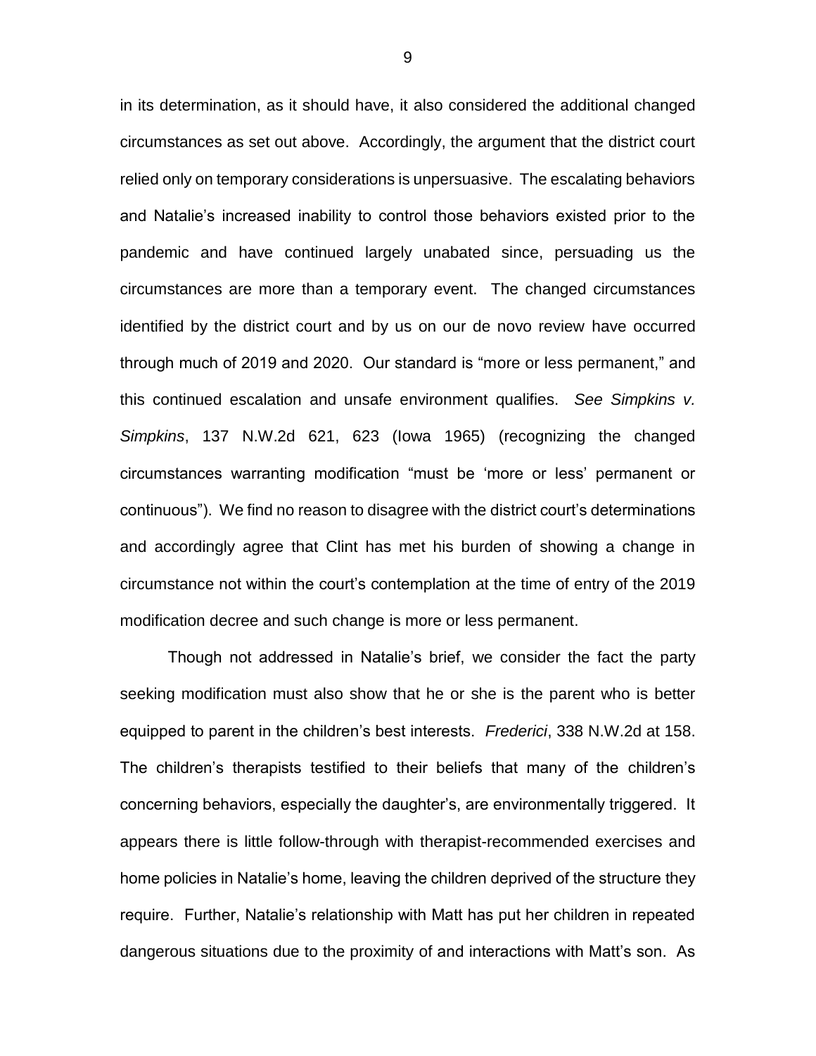in its determination, as it should have, it also considered the additional changed circumstances as set out above. Accordingly, the argument that the district court relied only on temporary considerations is unpersuasive. The escalating behaviors and Natalie's increased inability to control those behaviors existed prior to the pandemic and have continued largely unabated since, persuading us the circumstances are more than a temporary event. The changed circumstances identified by the district court and by us on our de novo review have occurred through much of 2019 and 2020. Our standard is "more or less permanent," and this continued escalation and unsafe environment qualifies. *See Simpkins v. Simpkins*, 137 N.W.2d 621, 623 (Iowa 1965) (recognizing the changed circumstances warranting modification "must be 'more or less' permanent or continuous"). We find no reason to disagree with the district court's determinations and accordingly agree that Clint has met his burden of showing a change in circumstance not within the court's contemplation at the time of entry of the 2019 modification decree and such change is more or less permanent.

Though not addressed in Natalie's brief, we consider the fact the party seeking modification must also show that he or she is the parent who is better equipped to parent in the children's best interests. *Frederici*, 338 N.W.2d at 158. The children's therapists testified to their beliefs that many of the children's concerning behaviors, especially the daughter's, are environmentally triggered. It appears there is little follow-through with therapist-recommended exercises and home policies in Natalie's home, leaving the children deprived of the structure they require. Further, Natalie's relationship with Matt has put her children in repeated dangerous situations due to the proximity of and interactions with Matt's son. As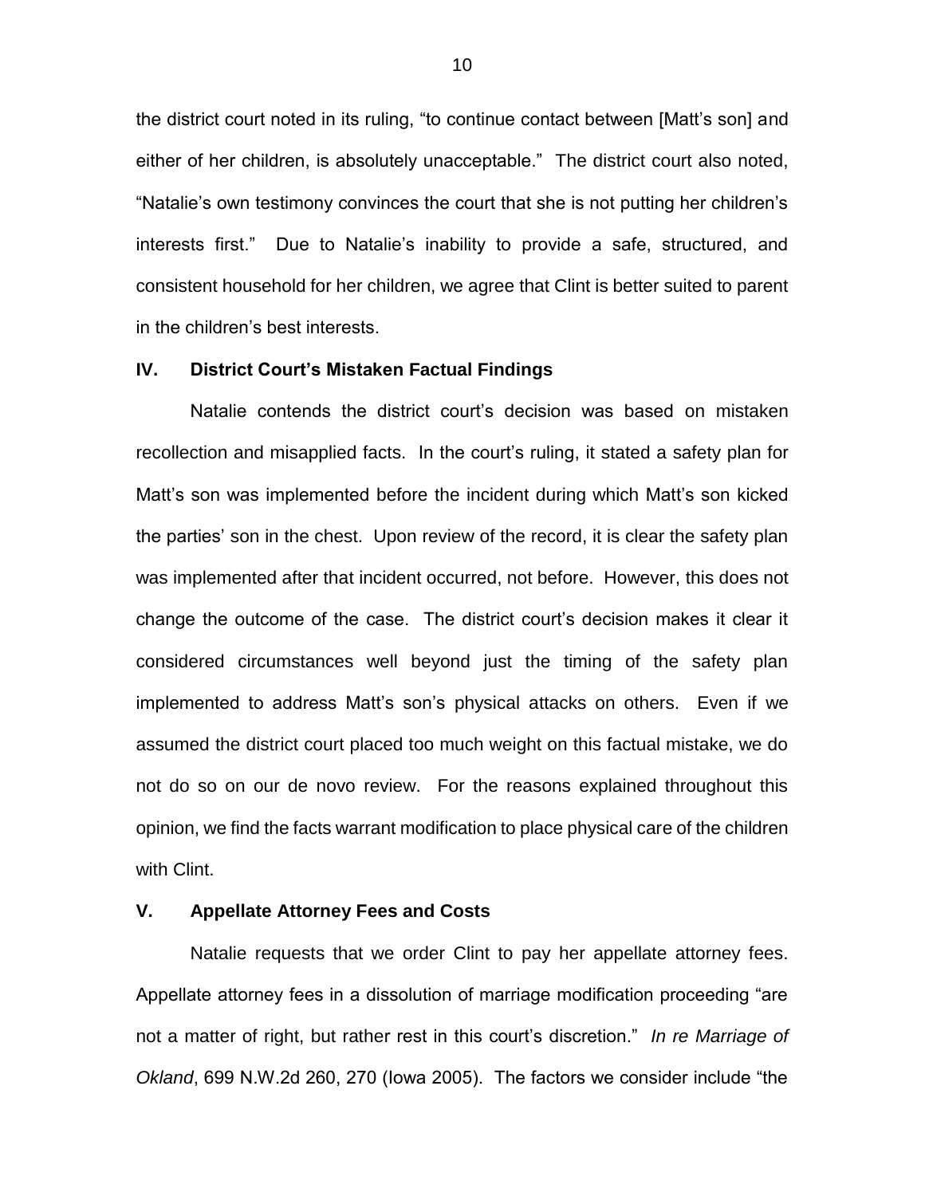the district court noted in its ruling, "to continue contact between [Matt's son] and either of her children, is absolutely unacceptable." The district court also noted, "Natalie's own testimony convinces the court that she is not putting her children's interests first." Due to Natalie's inability to provide a safe, structured, and consistent household for her children, we agree that Clint is better suited to parent in the children's best interests.

## IV. District Court's Mistaken Factual Findings

Natalie contends the district court's decision was based on mistaken recollection and misapplied facts. In the court's ruling, it stated a safety plan for Matt's son was implemented before the incident during which Matt's son kicked the parties' son in the chest. Upon review of the record, it is clear the safety plan was implemented after that incident occurred, not before. However, this does not change the outcome of the case. The district court's decision makes it clear it considered circumstances well beyond just the timing of the safety plan implemented to address Matt's son's physical attacks on others. Even if we assumed the district court placed too much weight on this factual mistake, we do not do so on our de novo review. For the reasons explained throughout this opinion, we find the facts warrant modification to place physical care of the children with Clint.

## V. Appellate Attorney Fees and Costs

Natalie requests that we order Clint to pay her appellate attorney fees. Appellate attorney fees in a dissolution of marriage modification proceeding "are not a matter of right, but rather rest in this court's discretion." *In re Marriage of Okland*, 699 N.W.2d 260, 270 (Iowa 2005). The factors we consider include "the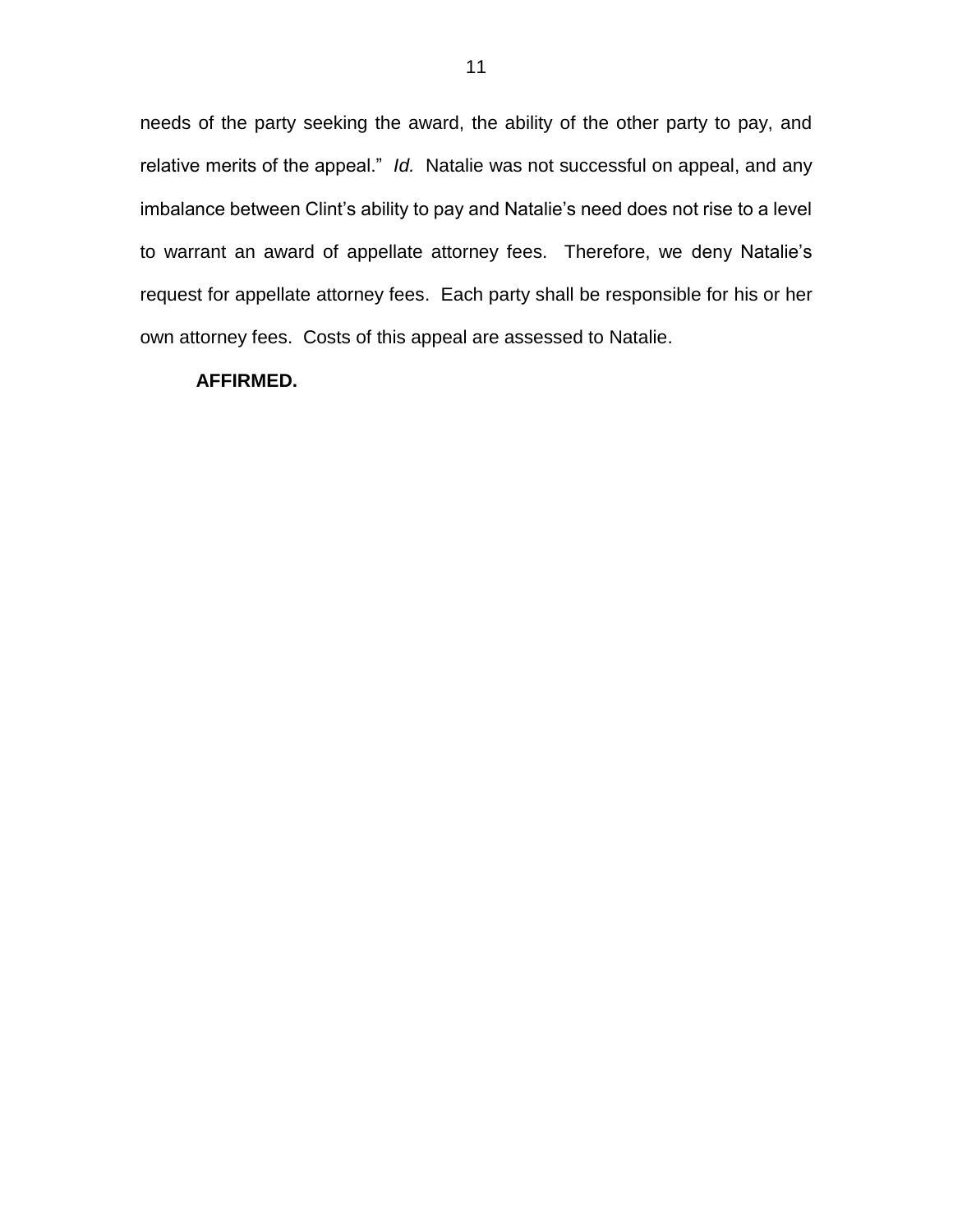needs of the party seeking the award, the ability of the other party to pay, and relative merits of the appeal." *Id.* Natalie was not successful on appeal, and any imbalance between Clint's ability to pay and Natalie's need does not rise to a level to warrant an award of appellate attorney fees. Therefore, we deny Natalie's request for appellate attorney fees. Each party shall be responsible for his or her own attorney fees. Costs of this appeal are assessed to Natalie.

**AFFIRMED.**